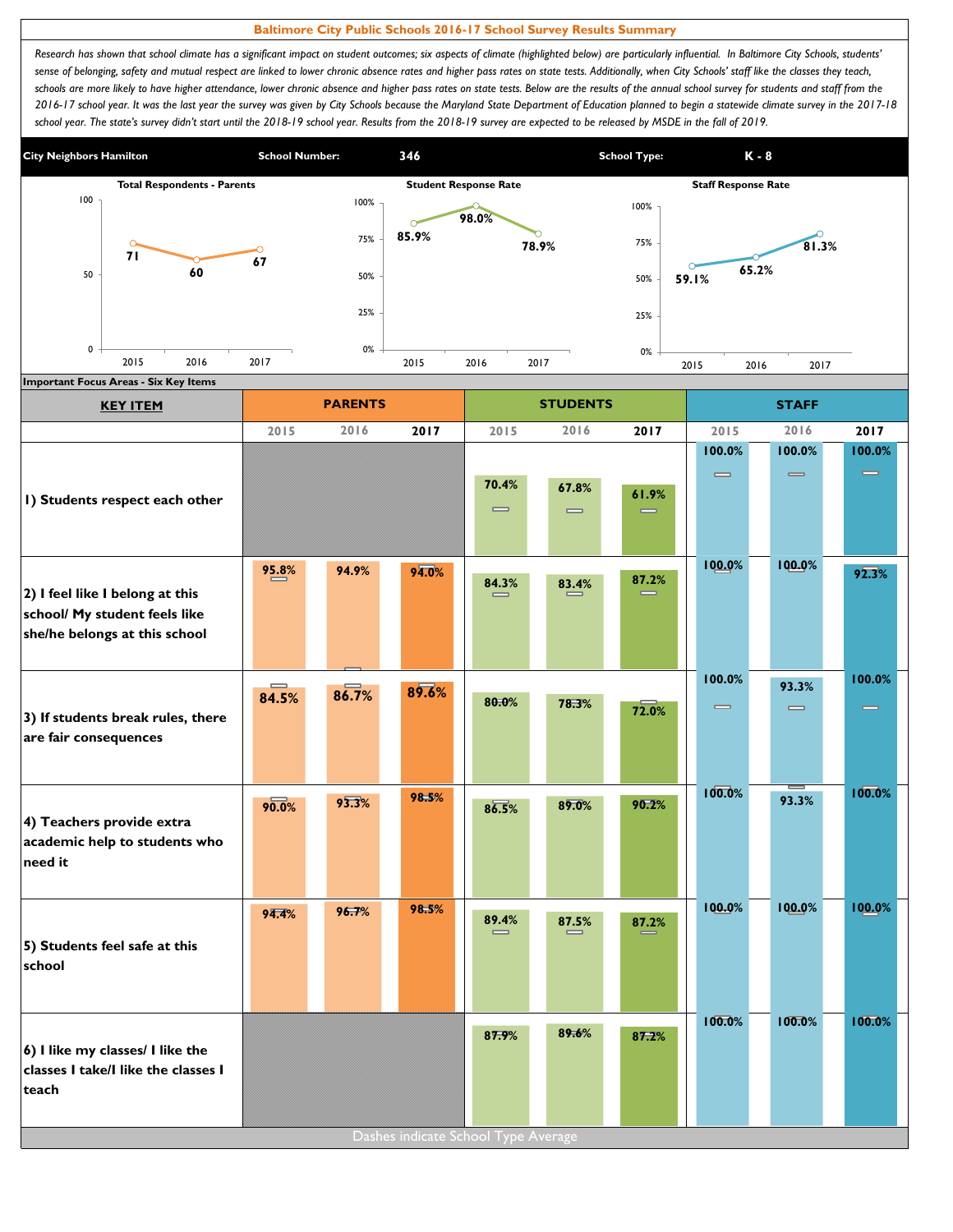# Baltimore City Public Schools 2016-17 School Survey Results Summary

*Research has shown that school climate has a significant impact on student outcomes; six aspects of climate (highlighted below) are particularly influential. In Baltimore City Schools, students' sense of belonging, safety and mutual respect are linked to lower chronic absence rates and higher pass rates on state tests. Additionally, when City Schools' staff like the classes they teach, schools are more likely to have higher attendance, lower chronic absence and higher pass rates on state tests. Below are the results of the annual school survey for students and staff from the 2016-17 school year. It was the last year the survey was given by City Schools because the Maryland State Department of Education planned to begin a statewide climate survey in the 2017-18 school year. The state's survey didn't start until the 2018-19 school year. Results from the 2018-19 survey are expected to be released by MSDE in the fall of 2019.*

**City Neighbors Hamilton** | **School Number:** 346 | **School Type:** K - 8

| | 2015 | 2016 | 2017 |
|---|---|---|---|
| Total Respondents - Parents | 71 | 60 | 67 |
| Student Response Rate | 85.9% | 98.0% | 78.9% |
| Staff Response Rate | 59.1% | 65.2% | 81.3% |

## Important Focus Areas - Six Key Items

| KEY ITEM | PARENTS 2015 | PARENTS 2016 | PARENTS 2017 | STUDENTS 2015 | STUDENTS 2016 | STUDENTS 2017 | STAFF 2015 | STAFF 2016 | STAFF 2017 |
|---|---|---|---|---|---|---|---|---|---|
| 1) Students respect each other | | | | 70.4% | 67.8% | 61.9% | 100.0% | 100.0% | 100.0% |
| 2) I feel like I belong at this school/ My student feels like she/he belongs at this school | 95.8% | 94.9% | 94.0% | 84.3% | 83.4% | 87.2% | 100.0% | 100.0% | 92.3% |
| 3) If students break rules, there are fair consequences | 84.5% | 86.7% | 89.6% | 80.0% | 78.3% | 72.0% | 100.0% | 93.3% | 100.0% |
| 4) Teachers provide extra academic help to students who need it | 90.0% | 93.3% | 98.5% | 86.5% | 89.0% | 90.2% | 100.0% | 93.3% | 100.0% |
| 5) Students feel safe at this school | 94.4% | 96.7% | 98.5% | 89.4% | 87.5% | 87.2% | 100.0% | 100.0% | 100.0% |
| 6) I like my classes/ I like the classes I take/I like the classes I teach | | | | 87.9% | 89.6% | 87.2% | 100.0% | 100.0% | 100.0% |

Dashes indicate School Type Average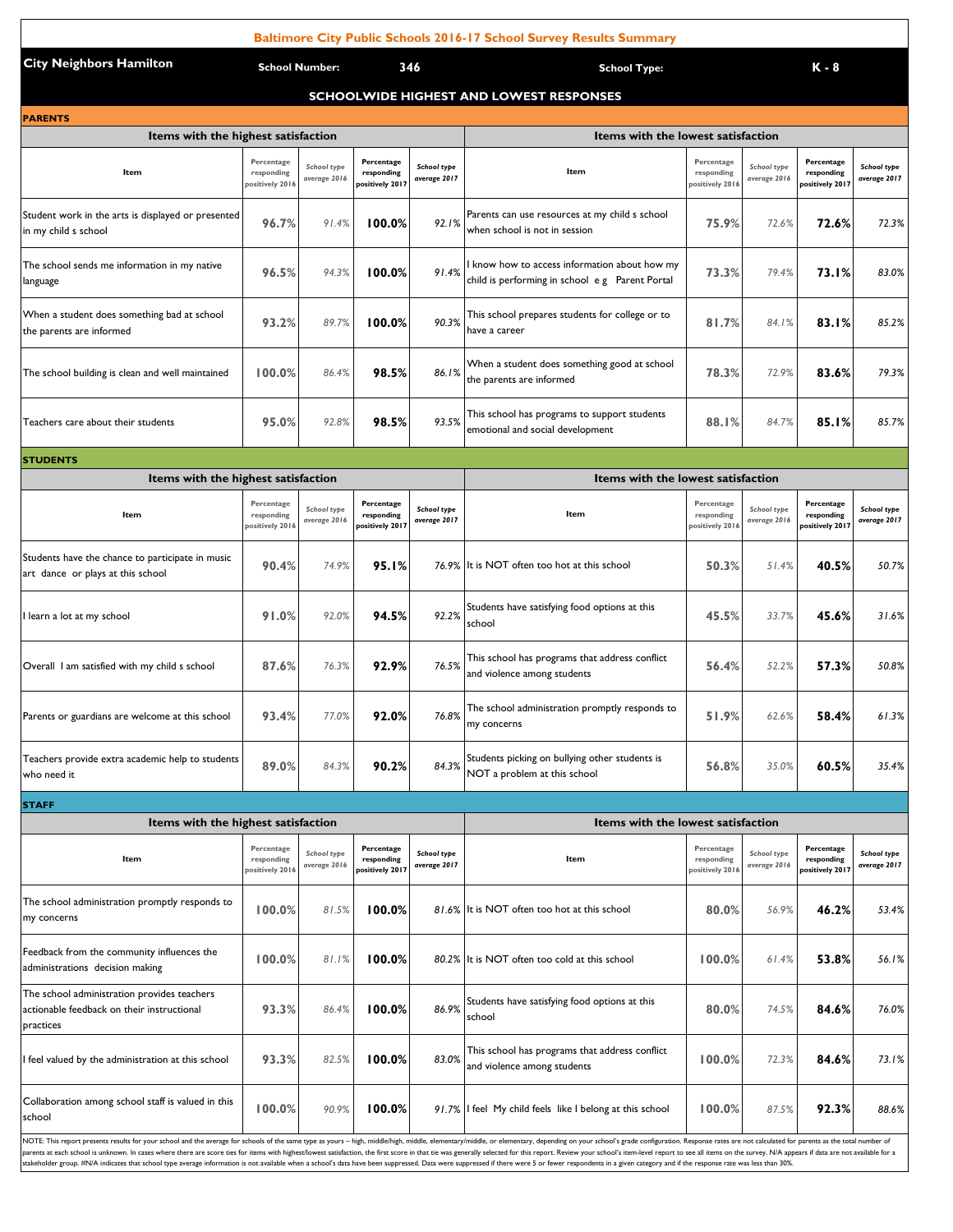# Baltimore City Public Schools 2016-17 School Survey Results Summary

**City Neighbors Hamilton** | **School Number:** 346 | **School Type:** K - 8

## SCHOOLWIDE HIGHEST AND LOWEST RESPONSES

### PARENTS

| Items with the highest satisfaction | | | | | Items with the lowest satisfaction | | | | |
|---|---|---|---|---|---|---|---|---|---|
| Item | Percentage responding positively 2016 | School type average 2016 | Percentage responding positively 2017 | School type average 2017 | Item | Percentage responding positively 2016 | School type average 2016 | Percentage responding positively 2017 | School type average 2017 |
| Student work in the arts is displayed or presented in my child s school | 96.7% | 91.4% | 100.0% | 92.1% | Parents can use resources at my child s school when school is not in session | 75.9% | 72.6% | 72.6% | 72.3% |
| The school sends me information in my native language | 96.5% | 94.3% | 100.0% | 91.4% | I know how to access information about how my child is performing in school e g Parent Portal | 73.3% | 79.4% | 73.1% | 83.0% |
| When a student does something bad at school the parents are informed | 93.2% | 89.7% | 100.0% | 90.3% | This school prepares students for college or to have a career | 81.7% | 84.1% | 83.1% | 85.2% |
| The school building is clean and well maintained | 100.0% | 86.4% | 98.5% | 86.1% | When a student does something good at school the parents are informed | 78.3% | 72.9% | 83.6% | 79.3% |
| Teachers care about their students | 95.0% | 92.8% | 98.5% | 93.5% | This school has programs to support students emotional and social development | 88.1% | 84.7% | 85.1% | 85.7% |

### STUDENTS

| Items with the highest satisfaction | | | | | Items with the lowest satisfaction | | | | |
|---|---|---|---|---|---|---|---|---|---|
| Item | Percentage responding positively 2016 | School type average 2016 | Percentage responding positively 2017 | School type average 2017 | Item | Percentage responding positively 2016 | School type average 2016 | Percentage responding positively 2017 | School type average 2017 |
| Students have the chance to participate in music art dance or plays at this school | 90.4% | 74.9% | 95.1% | 76.9% | It is NOT often too hot at this school | 50.3% | 51.4% | 40.5% | 50.7% |
| I learn a lot at my school | 91.0% | 92.0% | 94.5% | 92.2% | Students have satisfying food options at this school | 45.5% | 33.7% | 45.6% | 31.6% |
| Overall I am satisfied with my child s school | 87.6% | 76.3% | 92.9% | 76.5% | This school has programs that address conflict and violence among students | 56.4% | 52.2% | 57.3% | 50.8% |
| Parents or guardians are welcome at this school | 93.4% | 77.0% | 92.0% | 76.8% | The school administration promptly responds to my concerns | 51.9% | 62.6% | 58.4% | 61.3% |
| Teachers provide extra academic help to students who need it | 89.0% | 84.3% | 90.2% | 84.3% | Students picking on bullying other students is NOT a problem at this school | 56.8% | 35.0% | 60.5% | 35.4% |

### STAFF

| Items with the highest satisfaction | | | | | Items with the lowest satisfaction | | | | |
|---|---|---|---|---|---|---|---|---|---|
| Item | Percentage responding positively 2016 | School type average 2016 | Percentage responding positively 2017 | School type average 2017 | Item | Percentage responding positively 2016 | School type average 2016 | Percentage responding positively 2017 | School type average 2017 |
| The school administration promptly responds to my concerns | 100.0% | 81.5% | 100.0% | 81.6% | It is NOT often too hot at this school | 80.0% | 56.9% | 46.2% | 53.4% |
| Feedback from the community influences the administrations decision making | 100.0% | 81.1% | 100.0% | 80.2% | It is NOT often too cold at this school | 100.0% | 61.4% | 53.8% | 56.1% |
| The school administration provides teachers actionable feedback on their instructional practices | 93.3% | 86.4% | 100.0% | 86.9% | Students have satisfying food options at this school | 80.0% | 74.5% | 84.6% | 76.0% |
| I feel valued by the administration at this school | 93.3% | 82.5% | 100.0% | 83.0% | This school has programs that address conflict and violence among students | 100.0% | 72.3% | 84.6% | 73.1% |
| Collaboration among school staff is valued in this school | 100.0% | 90.9% | 100.0% | 91.7% | I feel My child feels like I belong at this school | 100.0% | 87.5% | 92.3% | 88.6% |

NOTE: This report presents results for your school and the average for schools of the same type as yours – high, middle/high, middle, elementary/middle, or elementary, depending on your school's grade configuration. Response rates are not calculated for parents as the total number of parents at each school is unknown. In cases where there are score ties for items with highest/lowest satisfaction, the first score in that tie was generally selected for this report. Review your school's item-level report to see all items on the survey. N/A appears if data are not available for a stakeholder group. #N/A indicates that school type average information is not available when a school's data have been suppressed. Data were suppressed if there were 5 or fewer respondents in a given category and if the response rate was less than 30%.